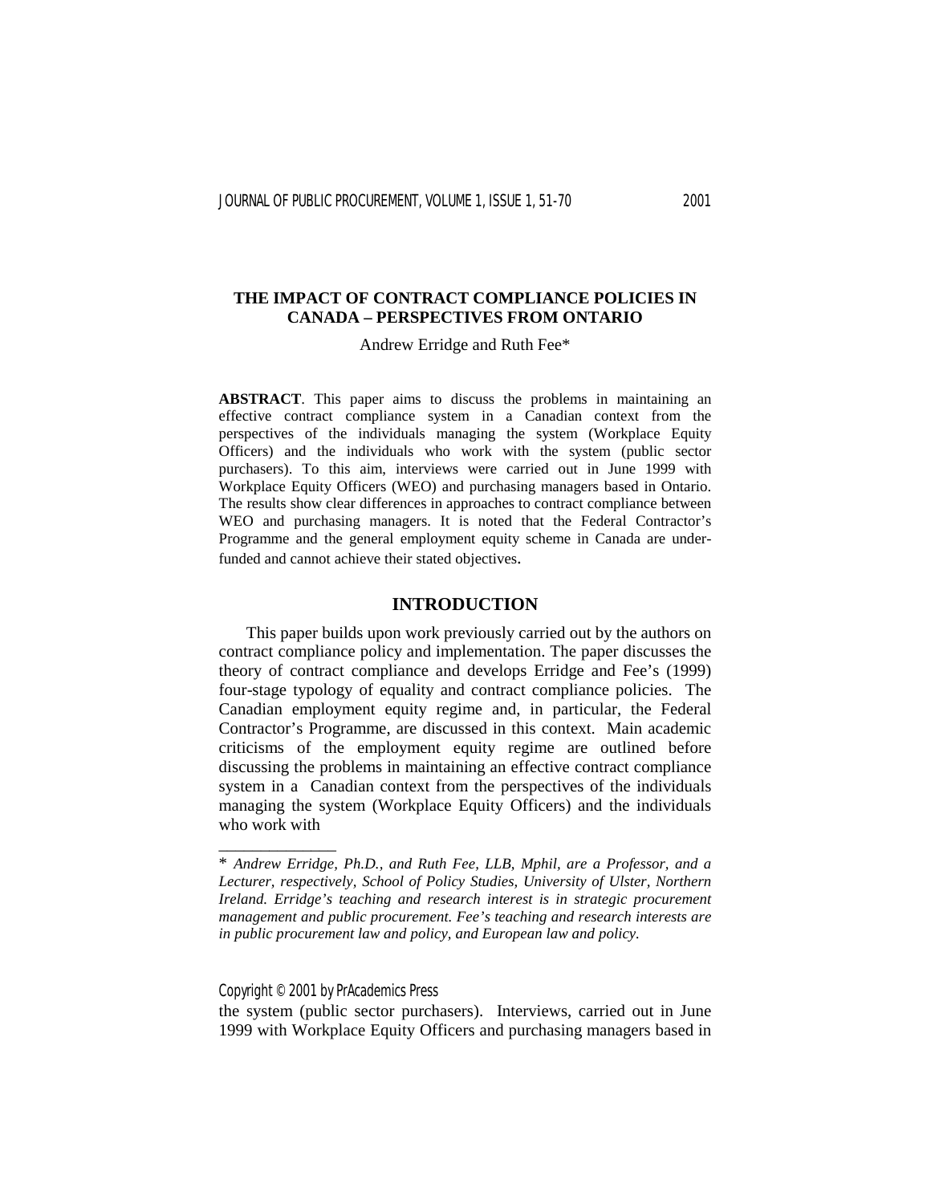# THE IMPACT OF CONTRACT COMPLIANCE POLICIES IN CANADA – PERSPECTIVES FROM ONTARIO

Andrew Erridge and Ruth Fee*

**ABSTRACT**. This paper aims to discuss the problems in maintaining an effective contract compliance system in a Canadian context from the perspectives of the individuals managing the system (Workplace Equity Officers) and the individuals who work with the system (public sector purchasers). To this aim, interviews were carried out in June 1999 with Workplace Equity Officers (WEO) and purchasing managers based in Ontario. The results show clear differences in approaches to contract compliance between WEO and purchasing managers. It is noted that the Federal Contractor's Programme and the general employment equity scheme in Canada are under-funded and cannot achieve their stated objectives.

## INTRODUCTION

This paper builds upon work previously carried out by the authors on contract compliance policy and implementation. The paper discusses the theory of contract compliance and develops Erridge and Fee's (1999) four-stage typology of equality and contract compliance policies. The Canadian employment equity regime and, in particular, the Federal Contractor's Programme, are discussed in this context. Main academic criticisms of the employment equity regime are outlined before discussing the problems in maintaining an effective contract compliance system in a Canadian context from the perspectives of the individuals managing the system (Workplace Equity Officers) and the individuals who work with the system (public sector purchasers). Interviews, carried out in June 1999 with Workplace Equity Officers and purchasing managers based in

---

\* *Andrew Erridge, Ph.D., and Ruth Fee, LLB, Mphil, are a Professor, and a Lecturer, respectively, School of Policy Studies, University of Ulster, Northern Ireland. Erridge's teaching and research interest is in strategic procurement management and public procurement. Fee's teaching and research interests are in public procurement law and policy, and European law and policy.*

Copyright © 2001 by PrAcademics Press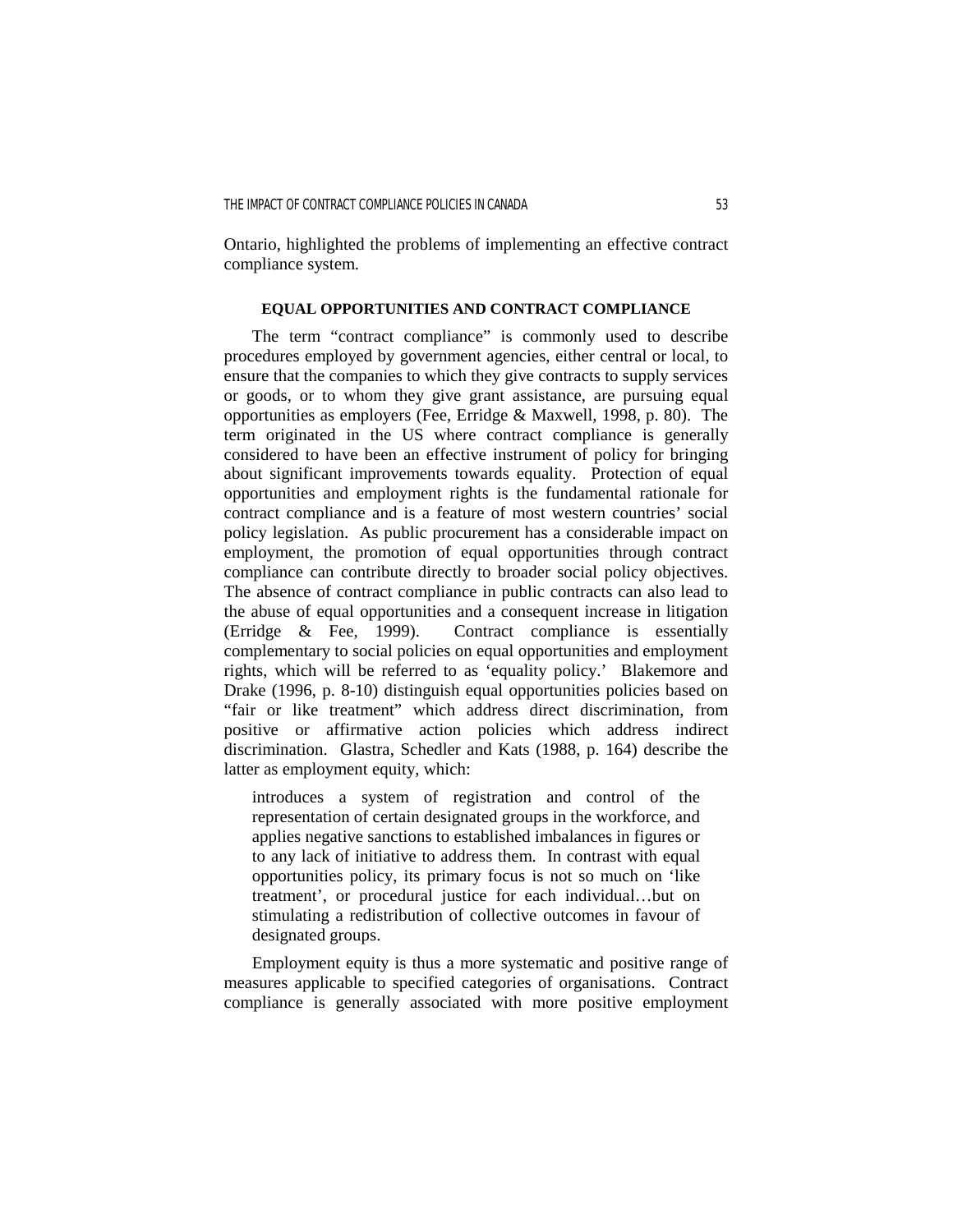Ontario, highlighted the problems of implementing an effective contract compliance system.

## EQUAL OPPORTUNITIES AND CONTRACT COMPLIANCE

The term "contract compliance" is commonly used to describe procedures employed by government agencies, either central or local, to ensure that the companies to which they give contracts to supply services or goods, or to whom they give grant assistance, are pursuing equal opportunities as employers (Fee, Erridge & Maxwell, 1998, p. 80). The term originated in the US where contract compliance is generally considered to have been an effective instrument of policy for bringing about significant improvements towards equality. Protection of equal opportunities and employment rights is the fundamental rationale for contract compliance and is a feature of most western countries' social policy legislation. As public procurement has a considerable impact on employment, the promotion of equal opportunities through contract compliance can contribute directly to broader social policy objectives. The absence of contract compliance in public contracts can also lead to the abuse of equal opportunities and a consequent increase in litigation (Erridge & Fee, 1999). Contract compliance is essentially complementary to social policies on equal opportunities and employment rights, which will be referred to as 'equality policy.' Blakemore and Drake (1996, p. 8-10) distinguish equal opportunities policies based on "fair or like treatment" which address direct discrimination, from positive or affirmative action policies which address indirect discrimination. Glastra, Schedler and Kats (1988, p. 164) describe the latter as employment equity, which:

> introduces a system of registration and control of the representation of certain designated groups in the workforce, and applies negative sanctions to established imbalances in figures or to any lack of initiative to address them. In contrast with equal opportunities policy, its primary focus is not so much on 'like treatment', or procedural justice for each individual…but on stimulating a redistribution of collective outcomes in favour of designated groups.

Employment equity is thus a more systematic and positive range of measures applicable to specified categories of organisations. Contract compliance is generally associated with more positive employment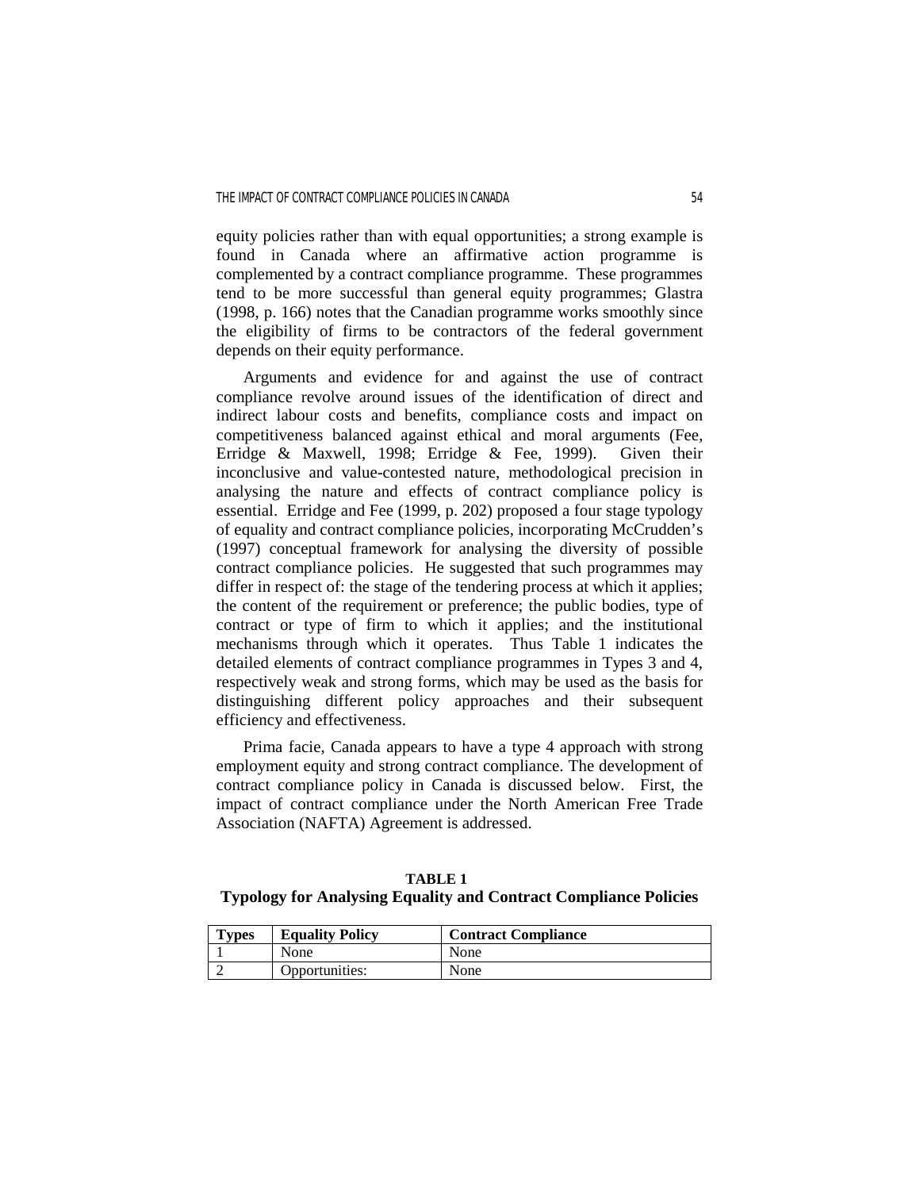equity policies rather than with equal opportunities; a strong example is found in Canada where an affirmative action programme is complemented by a contract compliance programme. These programmes tend to be more successful than general equity programmes; Glastra (1998, p. 166) notes that the Canadian programme works smoothly since the eligibility of firms to be contractors of the federal government depends on their equity performance.

Arguments and evidence for and against the use of contract compliance revolve around issues of the identification of direct and indirect labour costs and benefits, compliance costs and impact on competitiveness balanced against ethical and moral arguments (Fee, Erridge & Maxwell, 1998; Erridge & Fee, 1999). Given their inconclusive and value-contested nature, methodological precision in analysing the nature and effects of contract compliance policy is essential. Erridge and Fee (1999, p. 202) proposed a four stage typology of equality and contract compliance policies, incorporating McCrudden's (1997) conceptual framework for analysing the diversity of possible contract compliance policies. He suggested that such programmes may differ in respect of: the stage of the tendering process at which it applies; the content of the requirement or preference; the public bodies, type of contract or type of firm to which it applies; and the institutional mechanisms through which it operates. Thus Table 1 indicates the detailed elements of contract compliance programmes in Types 3 and 4, respectively weak and strong forms, which may be used as the basis for distinguishing different policy approaches and their subsequent efficiency and effectiveness.

Prima facie, Canada appears to have a type 4 approach with strong employment equity and strong contract compliance. The development of contract compliance policy in Canada is discussed below. First, the impact of contract compliance under the North American Free Trade Association (NAFTA) Agreement is addressed.

**TABLE 1**
**Typology for Analysing Equality and Contract Compliance Policies**

| Types | Equality Policy | Contract Compliance |
|---|---|---|
| 1 | None | None |
| 2 | Opportunities: | None |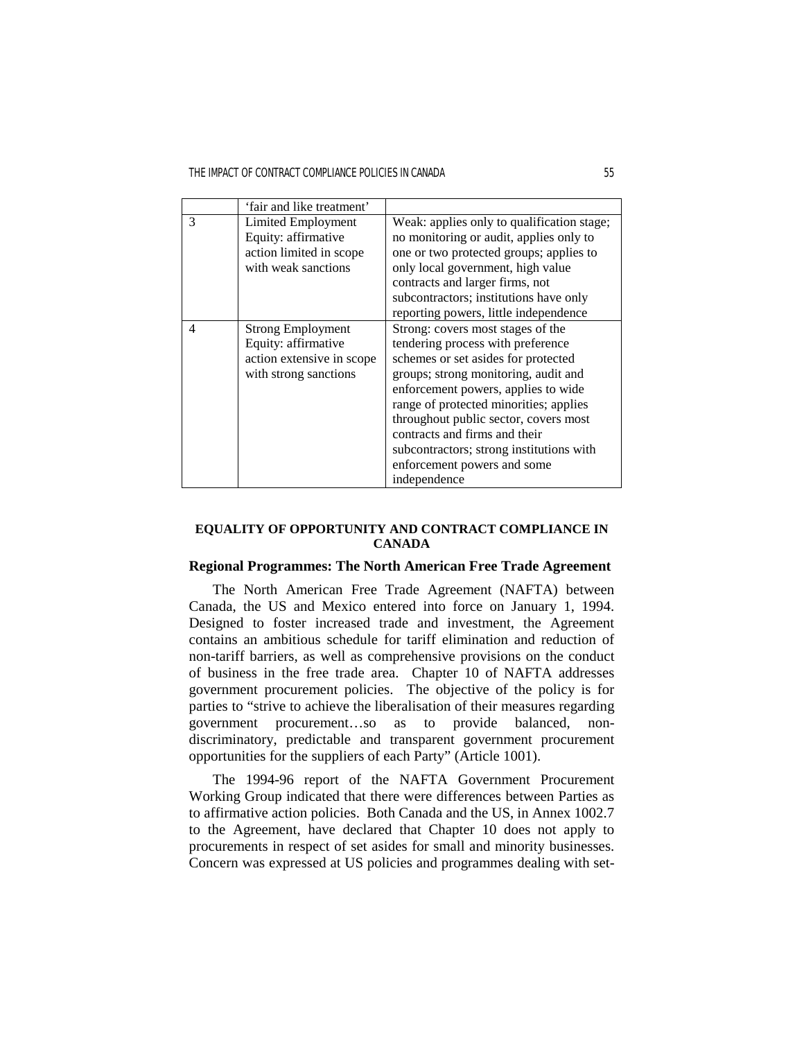|  | 'fair and like treatment' |  |
|---|---|---|
| 3 | Limited Employment Equity: affirmative action limited in scope with weak sanctions | Weak: applies only to qualification stage; no monitoring or audit, applies only to one or two protected groups; applies to only local government, high value contracts and larger firms, not subcontractors; institutions have only reporting powers, little independence |
| 4 | Strong Employment Equity: affirmative action extensive in scope with strong sanctions | Strong: covers most stages of the tendering process with preference schemes or set asides for protected groups; strong monitoring, audit and enforcement powers, applies to wide range of protected minorities; applies throughout public sector, covers most contracts and firms and their subcontractors; strong institutions with enforcement powers and some independence |

## EQUALITY OF OPPORTUNITY AND CONTRACT COMPLIANCE IN CANADA

### Regional Programmes: The North American Free Trade Agreement

The North American Free Trade Agreement (NAFTA) between Canada, the US and Mexico entered into force on January 1, 1994. Designed to foster increased trade and investment, the Agreement contains an ambitious schedule for tariff elimination and reduction of non-tariff barriers, as well as comprehensive provisions on the conduct of business in the free trade area. Chapter 10 of NAFTA addresses government procurement policies. The objective of the policy is for parties to "strive to achieve the liberalisation of their measures regarding government procurement…so as to provide balanced, non-discriminatory, predictable and transparent government procurement opportunities for the suppliers of each Party" (Article 1001).

The 1994-96 report of the NAFTA Government Procurement Working Group indicated that there were differences between Parties as to affirmative action policies. Both Canada and the US, in Annex 1002.7 to the Agreement, have declared that Chapter 10 does not apply to procurements in respect of set asides for small and minority businesses. Concern was expressed at US policies and programmes dealing with set-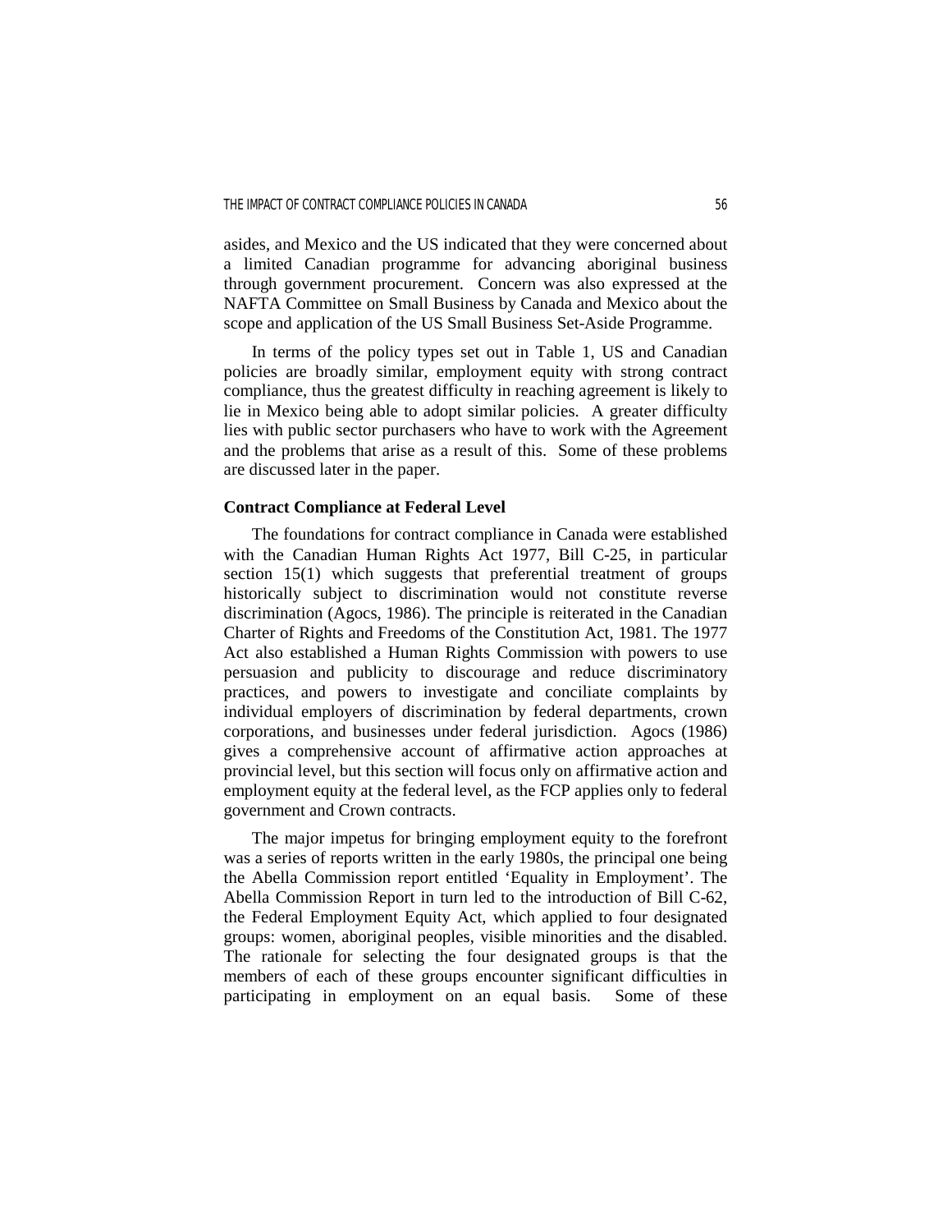asides, and Mexico and the US indicated that they were concerned about a limited Canadian programme for advancing aboriginal business through government procurement. Concern was also expressed at the NAFTA Committee on Small Business by Canada and Mexico about the scope and application of the US Small Business Set-Aside Programme.

In terms of the policy types set out in Table 1, US and Canadian policies are broadly similar, employment equity with strong contract compliance, thus the greatest difficulty in reaching agreement is likely to lie in Mexico being able to adopt similar policies. A greater difficulty lies with public sector purchasers who have to work with the Agreement and the problems that arise as a result of this. Some of these problems are discussed later in the paper.

### Contract Compliance at Federal Level

The foundations for contract compliance in Canada were established with the Canadian Human Rights Act 1977, Bill C-25, in particular section 15(1) which suggests that preferential treatment of groups historically subject to discrimination would not constitute reverse discrimination (Agocs, 1986). The principle is reiterated in the Canadian Charter of Rights and Freedoms of the Constitution Act, 1981. The 1977 Act also established a Human Rights Commission with powers to use persuasion and publicity to discourage and reduce discriminatory practices, and powers to investigate and conciliate complaints by individual employers of discrimination by federal departments, crown corporations, and businesses under federal jurisdiction. Agocs (1986) gives a comprehensive account of affirmative action approaches at provincial level, but this section will focus only on affirmative action and employment equity at the federal level, as the FCP applies only to federal government and Crown contracts.

The major impetus for bringing employment equity to the forefront was a series of reports written in the early 1980s, the principal one being the Abella Commission report entitled 'Equality in Employment'. The Abella Commission Report in turn led to the introduction of Bill C-62, the Federal Employment Equity Act, which applied to four designated groups: women, aboriginal peoples, visible minorities and the disabled. The rationale for selecting the four designated groups is that the members of each of these groups encounter significant difficulties in participating in employment on an equal basis. Some of these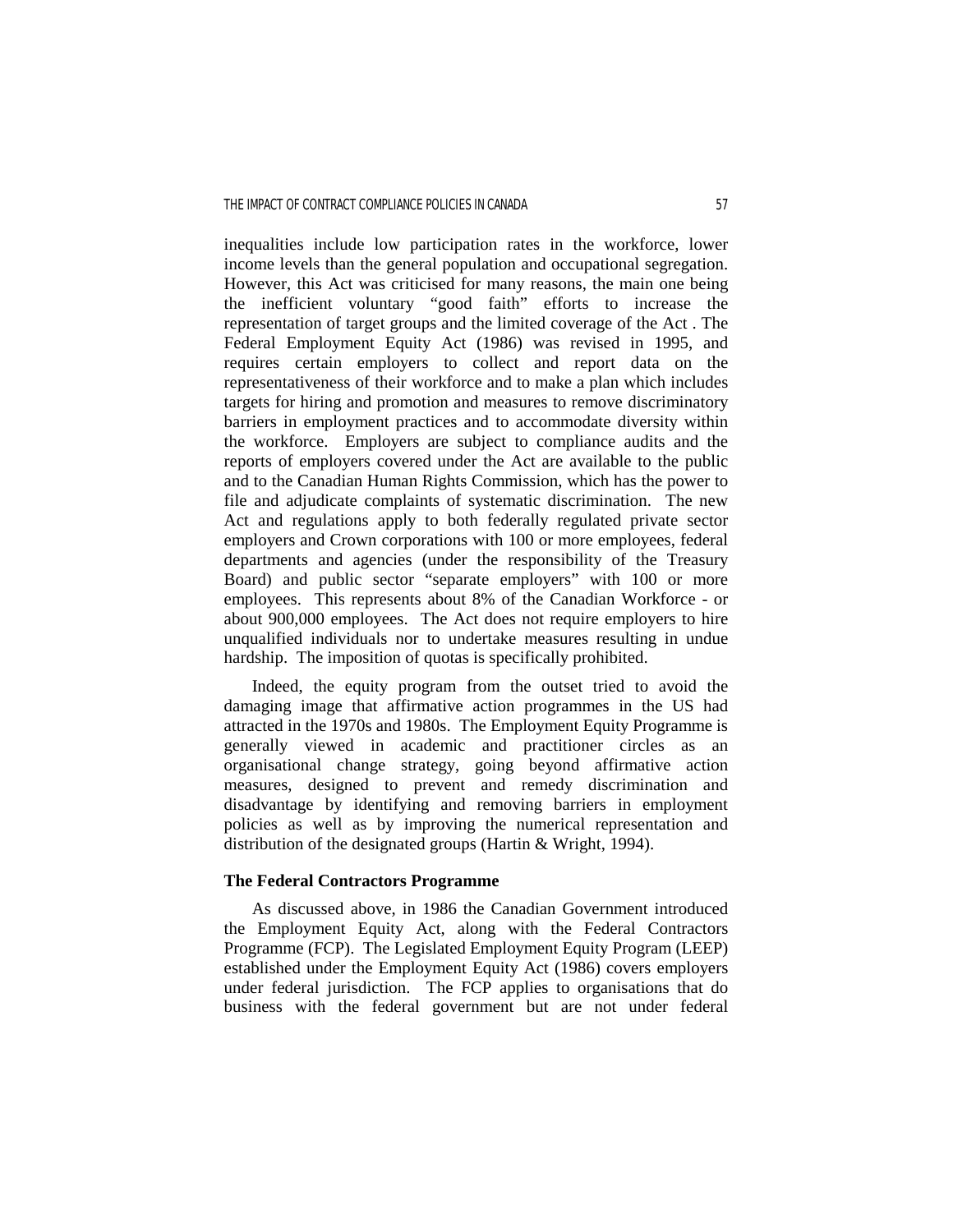inequalities include low participation rates in the workforce, lower income levels than the general population and occupational segregation. However, this Act was criticised for many reasons, the main one being the inefficient voluntary "good faith" efforts to increase the representation of target groups and the limited coverage of the Act . The Federal Employment Equity Act (1986) was revised in 1995, and requires certain employers to collect and report data on the representativeness of their workforce and to make a plan which includes targets for hiring and promotion and measures to remove discriminatory barriers in employment practices and to accommodate diversity within the workforce. Employers are subject to compliance audits and the reports of employers covered under the Act are available to the public and to the Canadian Human Rights Commission, which has the power to file and adjudicate complaints of systematic discrimination. The new Act and regulations apply to both federally regulated private sector employers and Crown corporations with 100 or more employees, federal departments and agencies (under the responsibility of the Treasury Board) and public sector "separate employers" with 100 or more employees. This represents about 8% of the Canadian Workforce - or about 900,000 employees. The Act does not require employers to hire unqualified individuals nor to undertake measures resulting in undue hardship. The imposition of quotas is specifically prohibited.

Indeed, the equity program from the outset tried to avoid the damaging image that affirmative action programmes in the US had attracted in the 1970s and 1980s. The Employment Equity Programme is generally viewed in academic and practitioner circles as an organisational change strategy, going beyond affirmative action measures, designed to prevent and remedy discrimination and disadvantage by identifying and removing barriers in employment policies as well as by improving the numerical representation and distribution of the designated groups (Hartin & Wright, 1994).

### The Federal Contractors Programme

As discussed above, in 1986 the Canadian Government introduced the Employment Equity Act, along with the Federal Contractors Programme (FCP). The Legislated Employment Equity Program (LEEP) established under the Employment Equity Act (1986) covers employers under federal jurisdiction. The FCP applies to organisations that do business with the federal government but are not under federal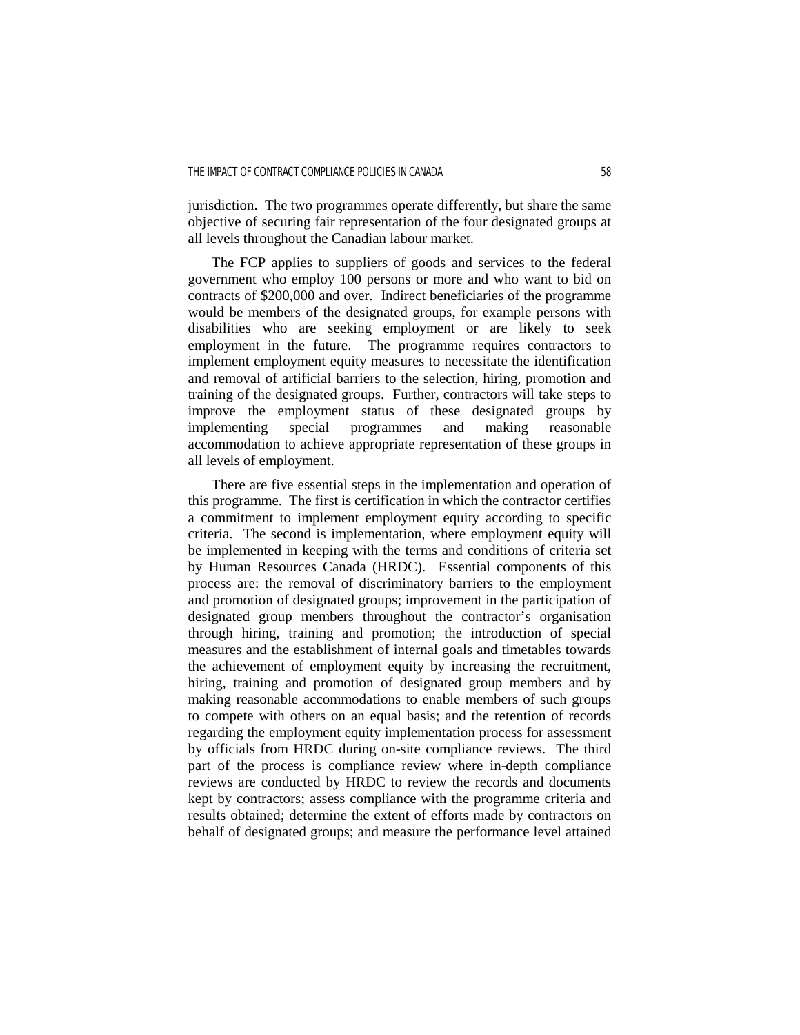jurisdiction. The two programmes operate differently, but share the same objective of securing fair representation of the four designated groups at all levels throughout the Canadian labour market.

The FCP applies to suppliers of goods and services to the federal government who employ 100 persons or more and who want to bid on contracts of $200,000 and over. Indirect beneficiaries of the programme would be members of the designated groups, for example persons with disabilities who are seeking employment or are likely to seek employment in the future. The programme requires contractors to implement employment equity measures to necessitate the identification and removal of artificial barriers to the selection, hiring, promotion and training of the designated groups. Further, contractors will take steps to improve the employment status of these designated groups by implementing special programmes and making reasonable accommodation to achieve appropriate representation of these groups in all levels of employment.

There are five essential steps in the implementation and operation of this programme. The first is certification in which the contractor certifies a commitment to implement employment equity according to specific criteria. The second is implementation, where employment equity will be implemented in keeping with the terms and conditions of criteria set by Human Resources Canada (HRDC). Essential components of this process are: the removal of discriminatory barriers to the employment and promotion of designated groups; improvement in the participation of designated group members throughout the contractor's organisation through hiring, training and promotion; the introduction of special measures and the establishment of internal goals and timetables towards the achievement of employment equity by increasing the recruitment, hiring, training and promotion of designated group members and by making reasonable accommodations to enable members of such groups to compete with others on an equal basis; and the retention of records regarding the employment equity implementation process for assessment by officials from HRDC during on-site compliance reviews. The third part of the process is compliance review where in-depth compliance reviews are conducted by HRDC to review the records and documents kept by contractors; assess compliance with the programme criteria and results obtained; determine the extent of efforts made by contractors on behalf of designated groups; and measure the performance level attained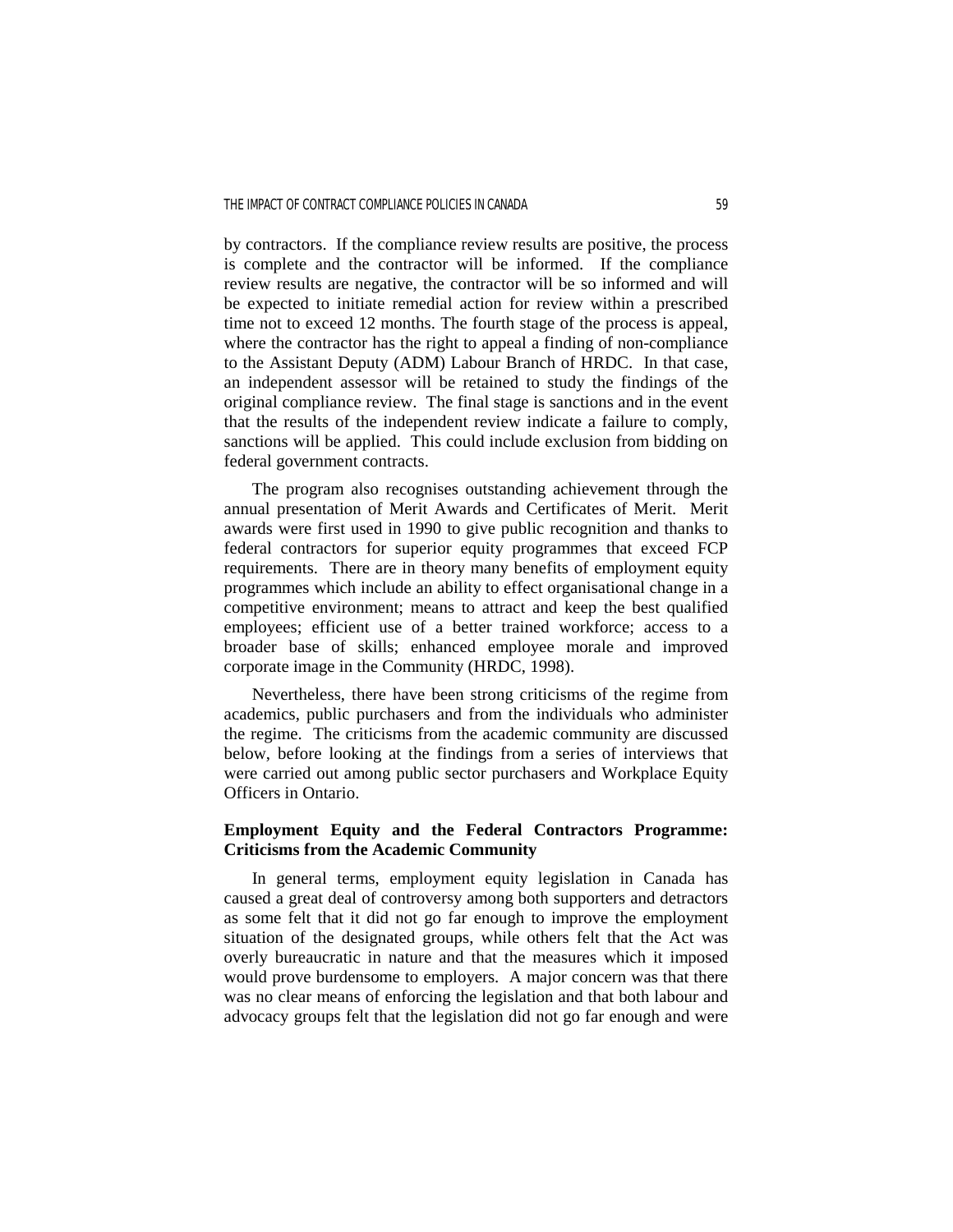by contractors. If the compliance review results are positive, the process is complete and the contractor will be informed. If the compliance review results are negative, the contractor will be so informed and will be expected to initiate remedial action for review within a prescribed time not to exceed 12 months. The fourth stage of the process is appeal, where the contractor has the right to appeal a finding of non-compliance to the Assistant Deputy (ADM) Labour Branch of HRDC. In that case, an independent assessor will be retained to study the findings of the original compliance review. The final stage is sanctions and in the event that the results of the independent review indicate a failure to comply, sanctions will be applied. This could include exclusion from bidding on federal government contracts.

The program also recognises outstanding achievement through the annual presentation of Merit Awards and Certificates of Merit. Merit awards were first used in 1990 to give public recognition and thanks to federal contractors for superior equity programmes that exceed FCP requirements. There are in theory many benefits of employment equity programmes which include an ability to effect organisational change in a competitive environment; means to attract and keep the best qualified employees; efficient use of a better trained workforce; access to a broader base of skills; enhanced employee morale and improved corporate image in the Community (HRDC, 1998).

Nevertheless, there have been strong criticisms of the regime from academics, public purchasers and from the individuals who administer the regime. The criticisms from the academic community are discussed below, before looking at the findings from a series of interviews that were carried out among public sector purchasers and Workplace Equity Officers in Ontario.

## Employment Equity and the Federal Contractors Programme: Criticisms from the Academic Community

In general terms, employment equity legislation in Canada has caused a great deal of controversy among both supporters and detractors as some felt that it did not go far enough to improve the employment situation of the designated groups, while others felt that the Act was overly bureaucratic in nature and that the measures which it imposed would prove burdensome to employers. A major concern was that there was no clear means of enforcing the legislation and that both labour and advocacy groups felt that the legislation did not go far enough and were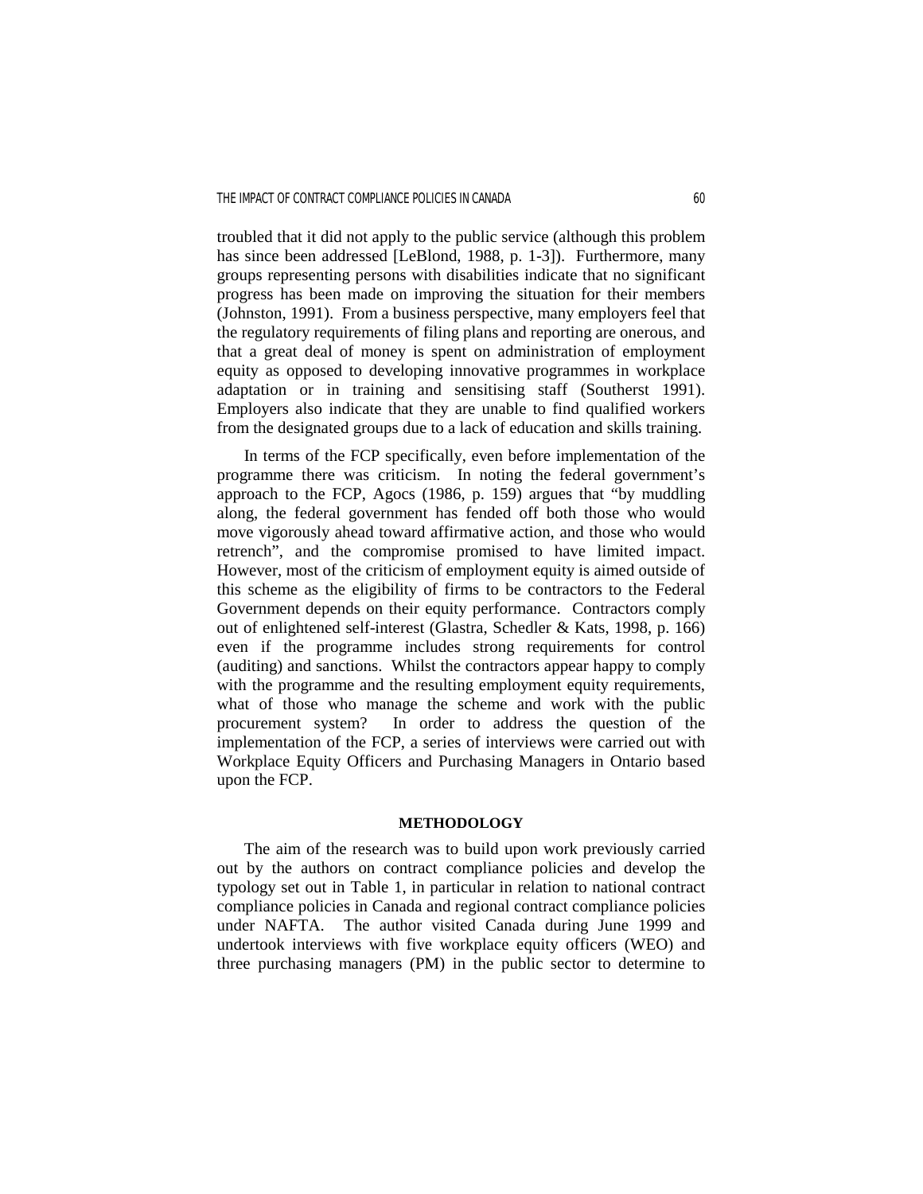troubled that it did not apply to the public service (although this problem has since been addressed [LeBlond, 1988, p. 1-3]). Furthermore, many groups representing persons with disabilities indicate that no significant progress has been made on improving the situation for their members (Johnston, 1991). From a business perspective, many employers feel that the regulatory requirements of filing plans and reporting are onerous, and that a great deal of money is spent on administration of employment equity as opposed to developing innovative programmes in workplace adaptation or in training and sensitising staff (Southerst 1991). Employers also indicate that they are unable to find qualified workers from the designated groups due to a lack of education and skills training.

In terms of the FCP specifically, even before implementation of the programme there was criticism. In noting the federal government's approach to the FCP, Agocs (1986, p. 159) argues that "by muddling along, the federal government has fended off both those who would move vigorously ahead toward affirmative action, and those who would retrench", and the compromise promised to have limited impact. However, most of the criticism of employment equity is aimed outside of this scheme as the eligibility of firms to be contractors to the Federal Government depends on their equity performance. Contractors comply out of enlightened self-interest (Glastra, Schedler & Kats, 1998, p. 166) even if the programme includes strong requirements for control (auditing) and sanctions. Whilst the contractors appear happy to comply with the programme and the resulting employment equity requirements, what of those who manage the scheme and work with the public procurement system? In order to address the question of the implementation of the FCP, a series of interviews were carried out with Workplace Equity Officers and Purchasing Managers in Ontario based upon the FCP.

## METHODOLOGY

The aim of the research was to build upon work previously carried out by the authors on contract compliance policies and develop the typology set out in Table 1, in particular in relation to national contract compliance policies in Canada and regional contract compliance policies under NAFTA. The author visited Canada during June 1999 and undertook interviews with five workplace equity officers (WEO) and three purchasing managers (PM) in the public sector to determine to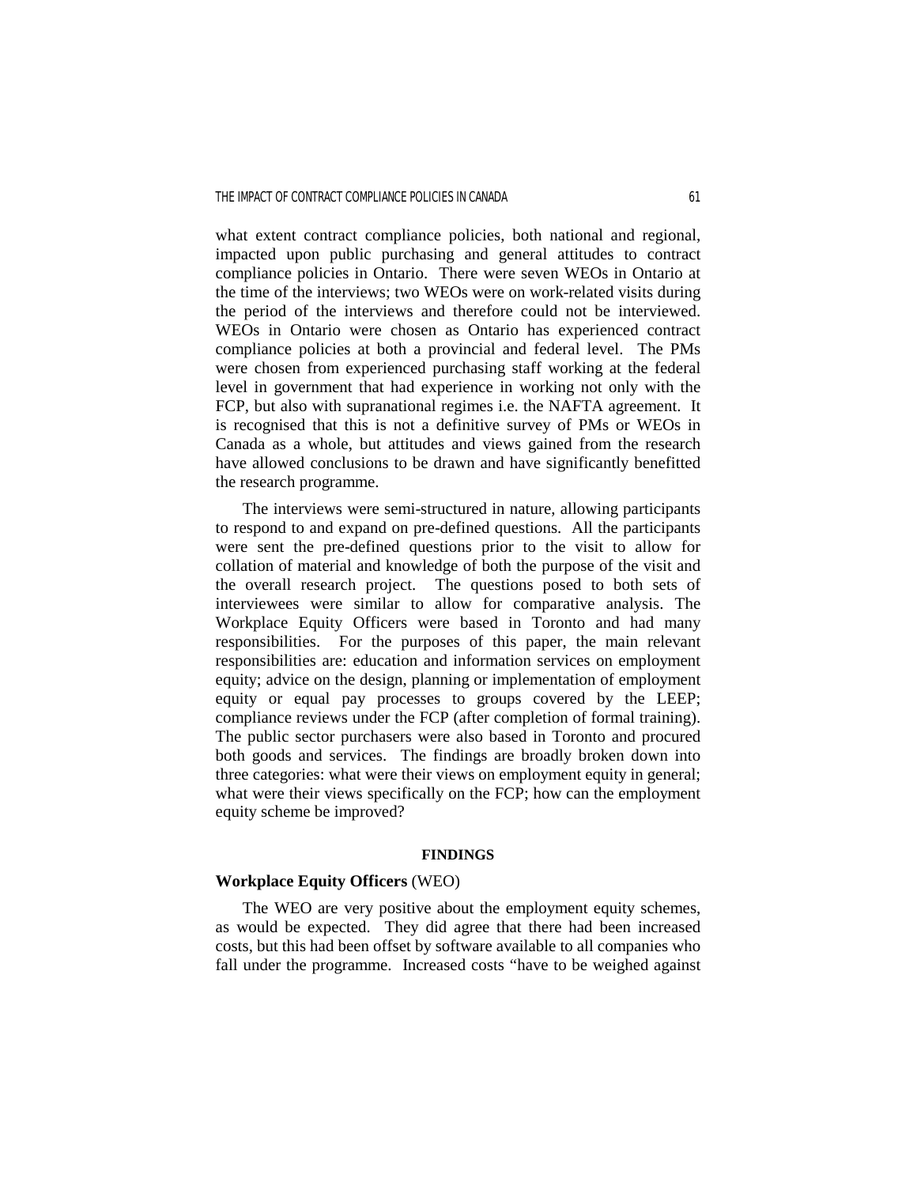what extent contract compliance policies, both national and regional, impacted upon public purchasing and general attitudes to contract compliance policies in Ontario. There were seven WEOs in Ontario at the time of the interviews; two WEOs were on work-related visits during the period of the interviews and therefore could not be interviewed. WEOs in Ontario were chosen as Ontario has experienced contract compliance policies at both a provincial and federal level. The PMs were chosen from experienced purchasing staff working at the federal level in government that had experience in working not only with the FCP, but also with supranational regimes i.e. the NAFTA agreement. It is recognised that this is not a definitive survey of PMs or WEOs in Canada as a whole, but attitudes and views gained from the research have allowed conclusions to be drawn and have significantly benefitted the research programme.

The interviews were semi-structured in nature, allowing participants to respond to and expand on pre-defined questions. All the participants were sent the pre-defined questions prior to the visit to allow for collation of material and knowledge of both the purpose of the visit and the overall research project. The questions posed to both sets of interviewees were similar to allow for comparative analysis. The Workplace Equity Officers were based in Toronto and had many responsibilities. For the purposes of this paper, the main relevant responsibilities are: education and information services on employment equity; advice on the design, planning or implementation of employment equity or equal pay processes to groups covered by the LEEP; compliance reviews under the FCP (after completion of formal training). The public sector purchasers were also based in Toronto and procured both goods and services. The findings are broadly broken down into three categories: what were their views on employment equity in general; what were their views specifically on the FCP; how can the employment equity scheme be improved?

## FINDINGS

### **Workplace Equity Officers** (WEO)

The WEO are very positive about the employment equity schemes, as would be expected. They did agree that there had been increased costs, but this had been offset by software available to all companies who fall under the programme. Increased costs "have to be weighed against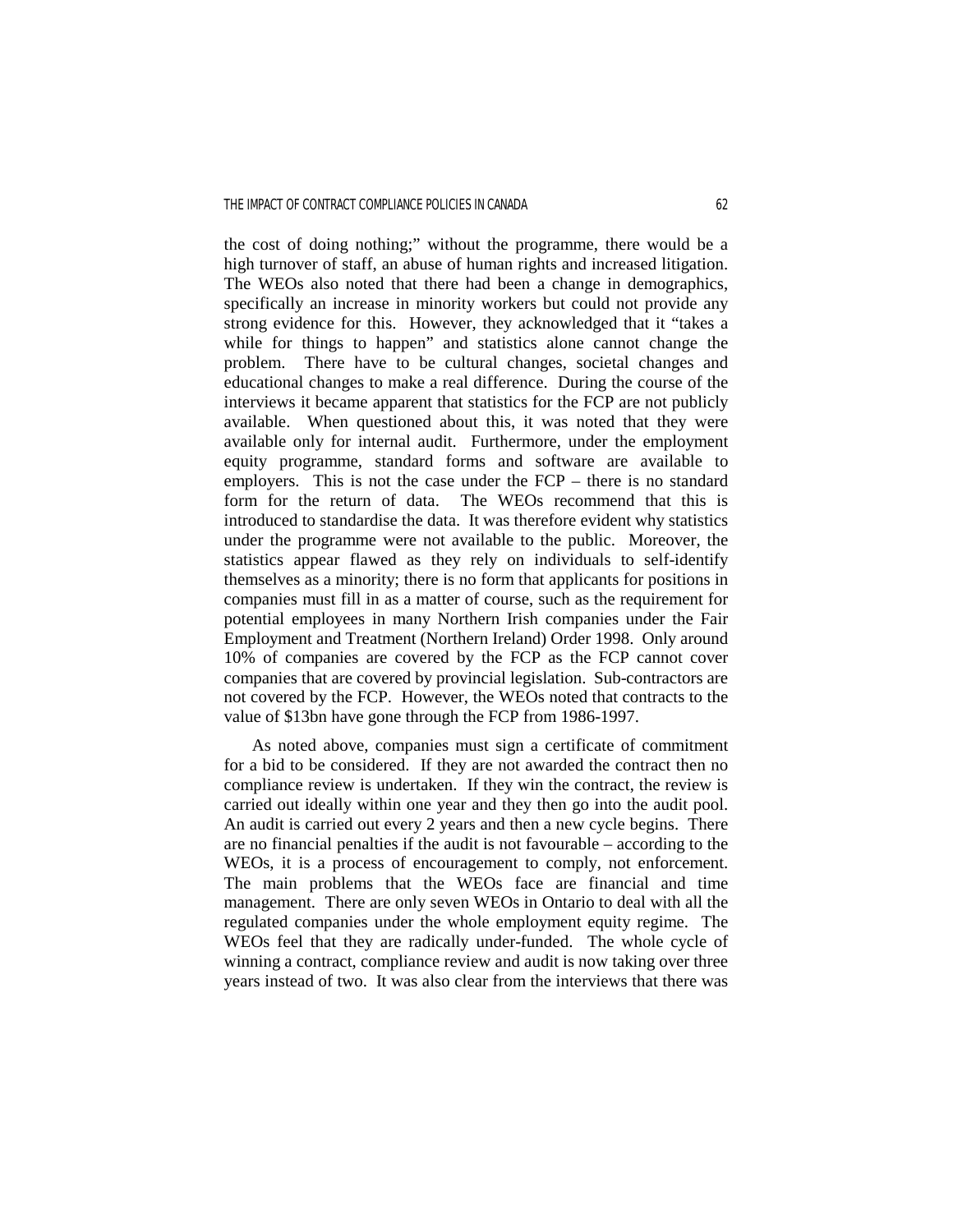the cost of doing nothing;" without the programme, there would be a high turnover of staff, an abuse of human rights and increased litigation. The WEOs also noted that there had been a change in demographics, specifically an increase in minority workers but could not provide any strong evidence for this. However, they acknowledged that it "takes a while for things to happen" and statistics alone cannot change the problem. There have to be cultural changes, societal changes and educational changes to make a real difference. During the course of the interviews it became apparent that statistics for the FCP are not publicly available. When questioned about this, it was noted that they were available only for internal audit. Furthermore, under the employment equity programme, standard forms and software are available to employers. This is not the case under the FCP – there is no standard form for the return of data. The WEOs recommend that this is introduced to standardise the data. It was therefore evident why statistics under the programme were not available to the public. Moreover, the statistics appear flawed as they rely on individuals to self-identify themselves as a minority; there is no form that applicants for positions in companies must fill in as a matter of course, such as the requirement for potential employees in many Northern Irish companies under the Fair Employment and Treatment (Northern Ireland) Order 1998. Only around 10% of companies are covered by the FCP as the FCP cannot cover companies that are covered by provincial legislation. Sub-contractors are not covered by the FCP. However, the WEOs noted that contracts to the value of $13bn have gone through the FCP from 1986-1997.

As noted above, companies must sign a certificate of commitment for a bid to be considered. If they are not awarded the contract then no compliance review is undertaken. If they win the contract, the review is carried out ideally within one year and they then go into the audit pool. An audit is carried out every 2 years and then a new cycle begins. There are no financial penalties if the audit is not favourable – according to the WEOs, it is a process of encouragement to comply, not enforcement. The main problems that the WEOs face are financial and time management. There are only seven WEOs in Ontario to deal with all the regulated companies under the whole employment equity regime. The WEOs feel that they are radically under-funded. The whole cycle of winning a contract, compliance review and audit is now taking over three years instead of two. It was also clear from the interviews that there was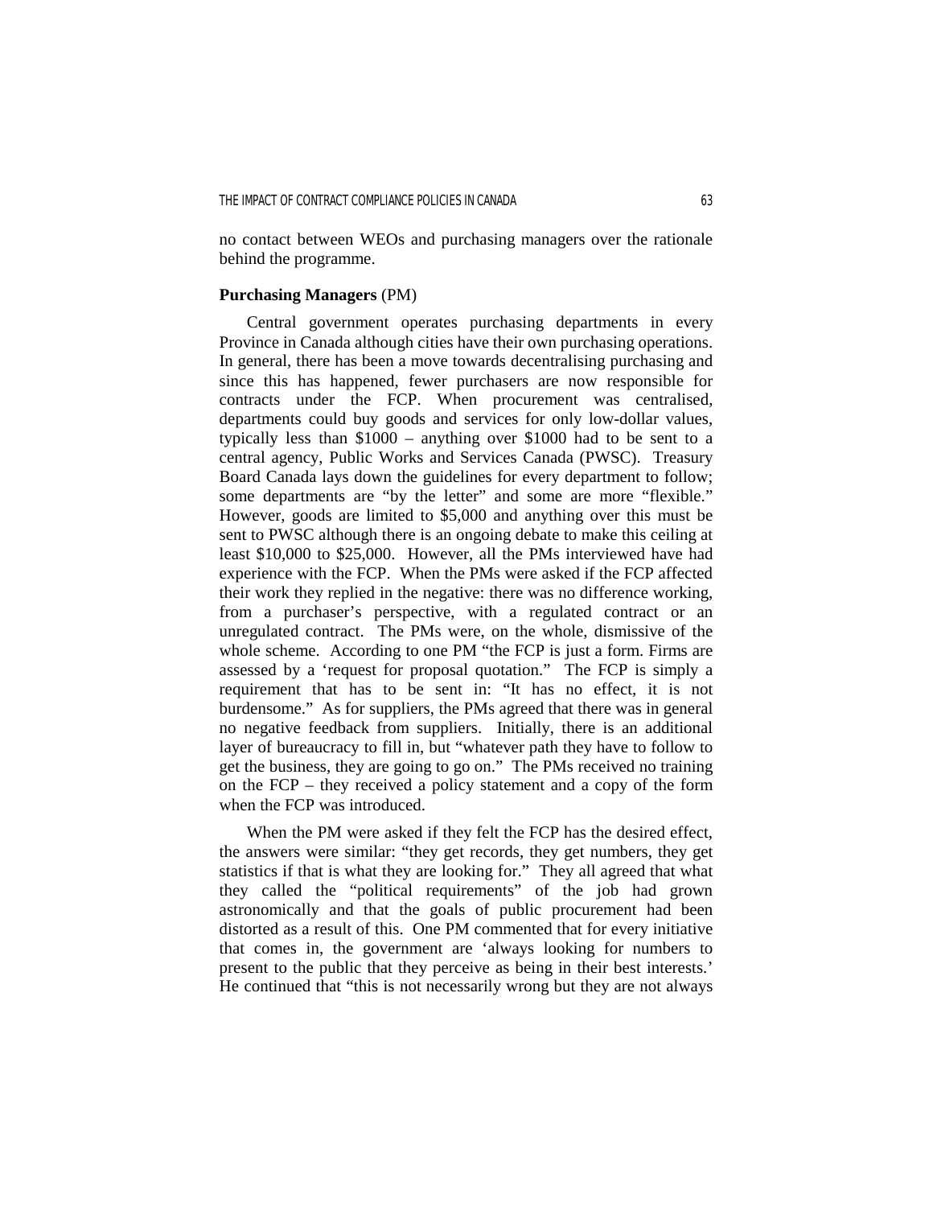no contact between WEOs and purchasing managers over the rationale behind the programme.

**Purchasing Managers** (PM)

Central government operates purchasing departments in every Province in Canada although cities have their own purchasing operations. In general, there has been a move towards decentralising purchasing and since this has happened, fewer purchasers are now responsible for contracts under the FCP. When procurement was centralised, departments could buy goods and services for only low-dollar values, typically less than $1000 – anything over $1000 had to be sent to a central agency, Public Works and Services Canada (PWSC). Treasury Board Canada lays down the guidelines for every department to follow; some departments are "by the letter" and some are more "flexible." However, goods are limited to $5,000 and anything over this must be sent to PWSC although there is an ongoing debate to make this ceiling at least $10,000 to $25,000. However, all the PMs interviewed have had experience with the FCP. When the PMs were asked if the FCP affected their work they replied in the negative: there was no difference working, from a purchaser's perspective, with a regulated contract or an unregulated contract. The PMs were, on the whole, dismissive of the whole scheme. According to one PM "the FCP is just a form. Firms are assessed by a 'request for proposal quotation." The FCP is simply a requirement that has to be sent in: "It has no effect, it is not burdensome." As for suppliers, the PMs agreed that there was in general no negative feedback from suppliers. Initially, there is an additional layer of bureaucracy to fill in, but "whatever path they have to follow to get the business, they are going to go on." The PMs received no training on the FCP – they received a policy statement and a copy of the form when the FCP was introduced.

When the PM were asked if they felt the FCP has the desired effect, the answers were similar: "they get records, they get numbers, they get statistics if that is what they are looking for." They all agreed that what they called the "political requirements" of the job had grown astronomically and that the goals of public procurement had been distorted as a result of this. One PM commented that for every initiative that comes in, the government are 'always looking for numbers to present to the public that they perceive as being in their best interests.' He continued that "this is not necessarily wrong but they are not always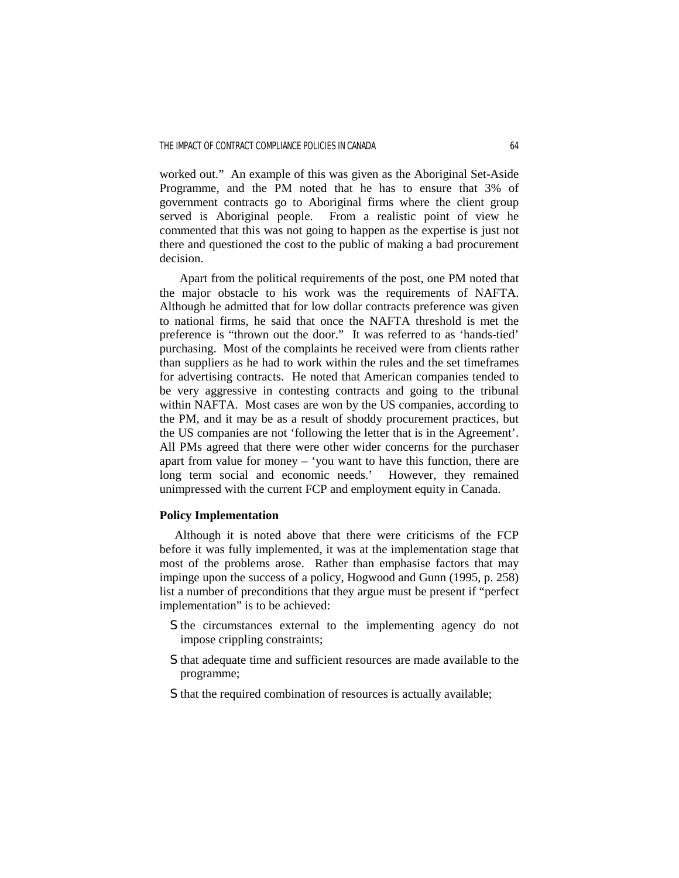worked out." An example of this was given as the Aboriginal Set-Aside Programme, and the PM noted that he has to ensure that 3% of government contracts go to Aboriginal firms where the client group served is Aboriginal people. From a realistic point of view he commented that this was not going to happen as the expertise is just not there and questioned the cost to the public of making a bad procurement decision.

Apart from the political requirements of the post, one PM noted that the major obstacle to his work was the requirements of NAFTA. Although he admitted that for low dollar contracts preference was given to national firms, he said that once the NAFTA threshold is met the preference is "thrown out the door." It was referred to as 'hands-tied' purchasing. Most of the complaints he received were from clients rather than suppliers as he had to work within the rules and the set timeframes for advertising contracts. He noted that American companies tended to be very aggressive in contesting contracts and going to the tribunal within NAFTA. Most cases are won by the US companies, according to the PM, and it may be as a result of shoddy procurement practices, but the US companies are not 'following the letter that is in the Agreement'. All PMs agreed that there were other wider concerns for the purchaser apart from value for money – 'you want to have this function, there are long term social and economic needs.' However, they remained unimpressed with the current FCP and employment equity in Canada.

**Policy Implementation**

Although it is noted above that there were criticisms of the FCP before it was fully implemented, it was at the implementation stage that most of the problems arose. Rather than emphasise factors that may impinge upon the success of a policy, Hogwood and Gunn (1995, p. 258) list a number of preconditions that they argue must be present if "perfect implementation" is to be achieved:

- the circumstances external to the implementing agency do not impose crippling constraints;
- that adequate time and sufficient resources are made available to the programme;
- that the required combination of resources is actually available;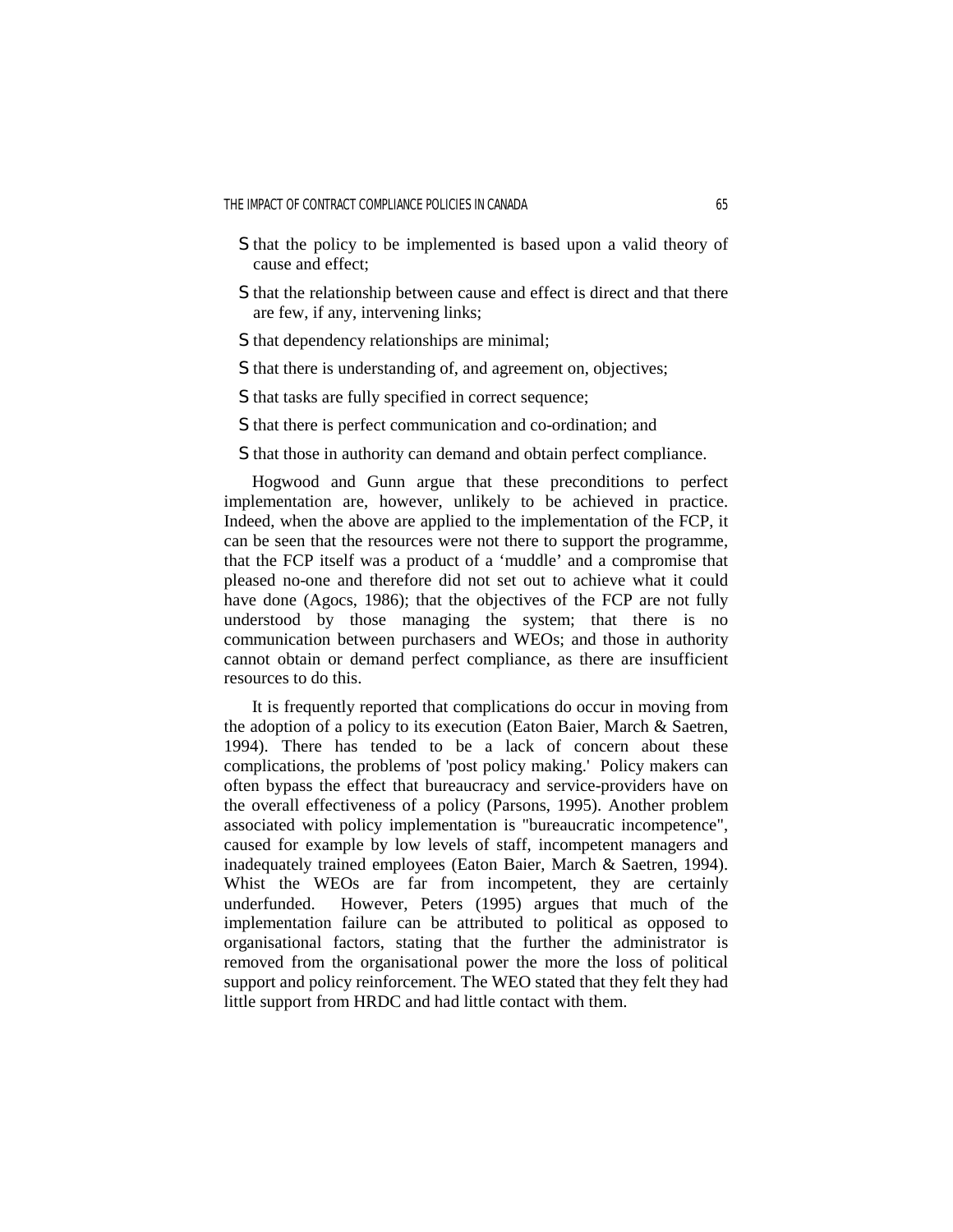- that the policy to be implemented is based upon a valid theory of cause and effect;
- that the relationship between cause and effect is direct and that there are few, if any, intervening links;
- that dependency relationships are minimal;
- that there is understanding of, and agreement on, objectives;
- that tasks are fully specified in correct sequence;
- that there is perfect communication and co-ordination; and
- that those in authority can demand and obtain perfect compliance.

Hogwood and Gunn argue that these preconditions to perfect implementation are, however, unlikely to be achieved in practice. Indeed, when the above are applied to the implementation of the FCP, it can be seen that the resources were not there to support the programme, that the FCP itself was a product of a 'muddle' and a compromise that pleased no-one and therefore did not set out to achieve what it could have done (Agocs, 1986); that the objectives of the FCP are not fully understood by those managing the system; that there is no communication between purchasers and WEOs; and those in authority cannot obtain or demand perfect compliance, as there are insufficient resources to do this.

It is frequently reported that complications do occur in moving from the adoption of a policy to its execution (Eaton Baier, March & Saetren, 1994). There has tended to be a lack of concern about these complications, the problems of 'post policy making.' Policy makers can often bypass the effect that bureaucracy and service-providers have on the overall effectiveness of a policy (Parsons, 1995). Another problem associated with policy implementation is "bureaucratic incompetence", caused for example by low levels of staff, incompetent managers and inadequately trained employees (Eaton Baier, March & Saetren, 1994). Whist the WEOs are far from incompetent, they are certainly underfunded. However, Peters (1995) argues that much of the implementation failure can be attributed to political as opposed to organisational factors, stating that the further the administrator is removed from the organisational power the more the loss of political support and policy reinforcement. The WEO stated that they felt they had little support from HRDC and had little contact with them.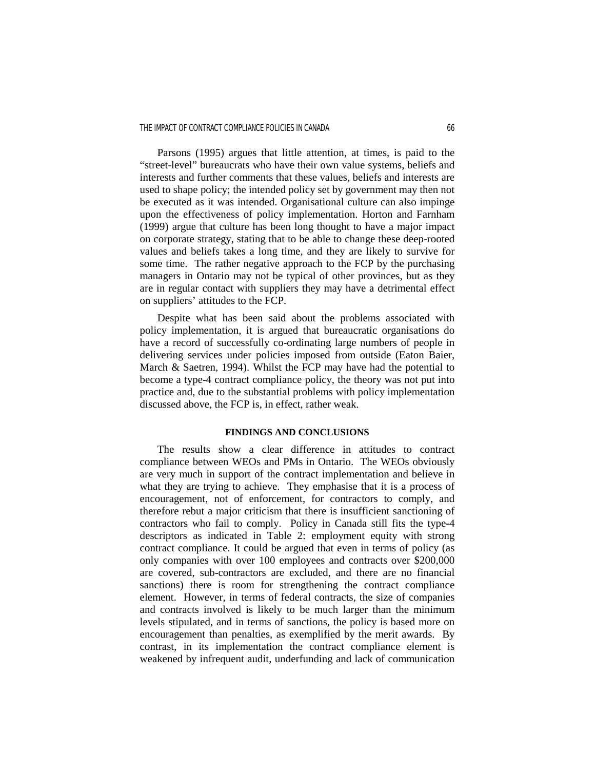Parsons (1995) argues that little attention, at times, is paid to the "street-level" bureaucrats who have their own value systems, beliefs and interests and further comments that these values, beliefs and interests are used to shape policy; the intended policy set by government may then not be executed as it was intended. Organisational culture can also impinge upon the effectiveness of policy implementation. Horton and Farnham (1999) argue that culture has been long thought to have a major impact on corporate strategy, stating that to be able to change these deep-rooted values and beliefs takes a long time, and they are likely to survive for some time. The rather negative approach to the FCP by the purchasing managers in Ontario may not be typical of other provinces, but as they are in regular contact with suppliers they may have a detrimental effect on suppliers' attitudes to the FCP.

Despite what has been said about the problems associated with policy implementation, it is argued that bureaucratic organisations do have a record of successfully co-ordinating large numbers of people in delivering services under policies imposed from outside (Eaton Baier, March & Saetren, 1994). Whilst the FCP may have had the potential to become a type-4 contract compliance policy, the theory was not put into practice and, due to the substantial problems with policy implementation discussed above, the FCP is, in effect, rather weak.

## FINDINGS AND CONCLUSIONS

The results show a clear difference in attitudes to contract compliance between WEOs and PMs in Ontario. The WEOs obviously are very much in support of the contract implementation and believe in what they are trying to achieve. They emphasise that it is a process of encouragement, not of enforcement, for contractors to comply, and therefore rebut a major criticism that there is insufficient sanctioning of contractors who fail to comply. Policy in Canada still fits the type-4 descriptors as indicated in Table 2: employment equity with strong contract compliance. It could be argued that even in terms of policy (as only companies with over 100 employees and contracts over $200,000 are covered, sub-contractors are excluded, and there are no financial sanctions) there is room for strengthening the contract compliance element. However, in terms of federal contracts, the size of companies and contracts involved is likely to be much larger than the minimum levels stipulated, and in terms of sanctions, the policy is based more on encouragement than penalties, as exemplified by the merit awards. By contrast, in its implementation the contract compliance element is weakened by infrequent audit, underfunding and lack of communication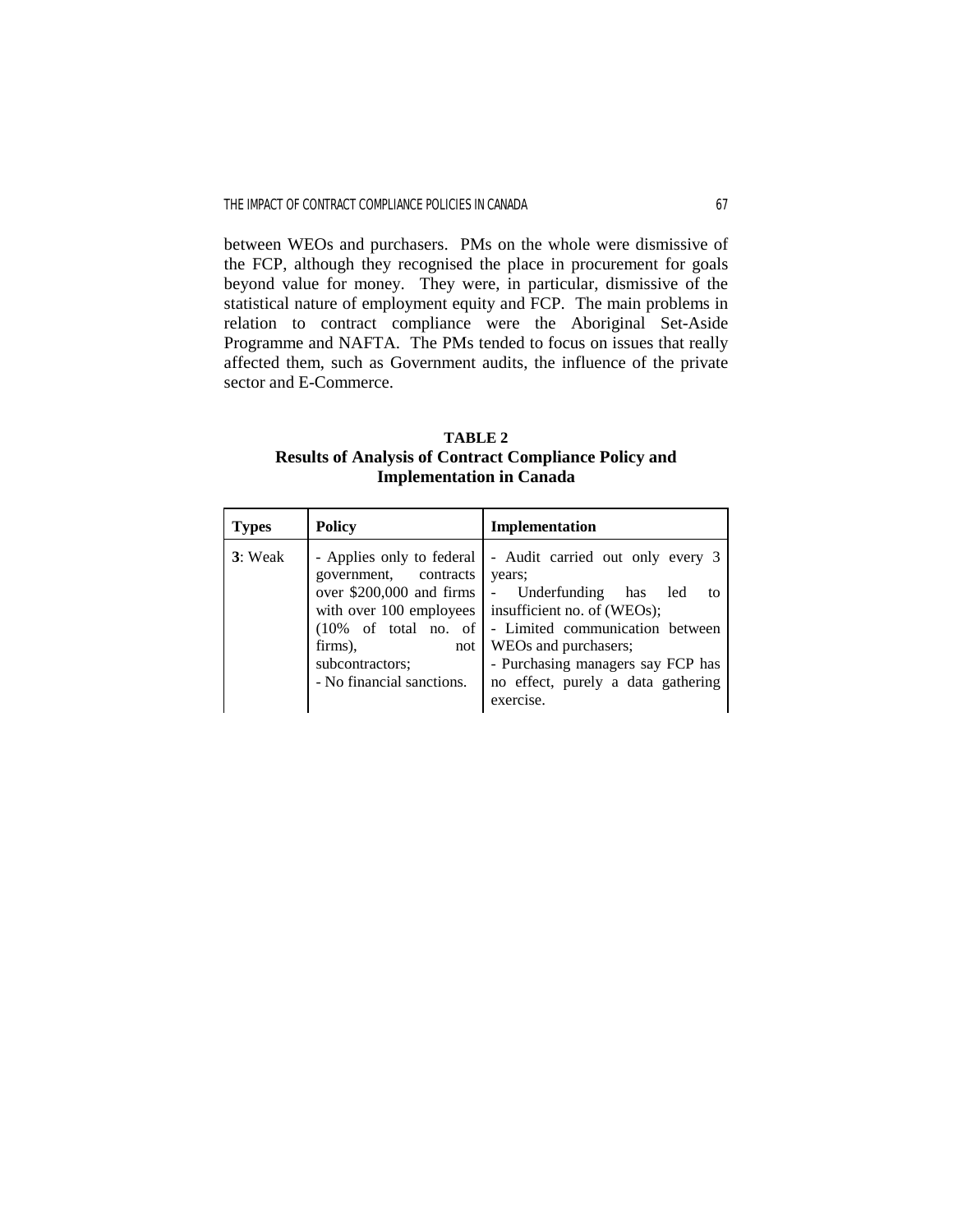between WEOs and purchasers. PMs on the whole were dismissive of the FCP, although they recognised the place in procurement for goals beyond value for money. They were, in particular, dismissive of the statistical nature of employment equity and FCP. The main problems in relation to contract compliance were the Aboriginal Set-Aside Programme and NAFTA. The PMs tended to focus on issues that really affected them, such as Government audits, the influence of the private sector and E-Commerce.

**TABLE 2**
**Results of Analysis of Contract Compliance Policy and Implementation in Canada**

| Types | Policy | Implementation |
|---|---|---|
| **3**: Weak | - Applies only to federal government, contracts over $200,000 and firms with over 100 employees (10% of total no. of firms), not subcontractors;<br>- No financial sanctions. | - Audit carried out only every 3 years;<br>- Underfunding has led to insufficient no. of (WEOs);<br>- Limited communication between WEOs and purchasers;<br>- Purchasing managers say FCP has no effect, purely a data gathering exercise. |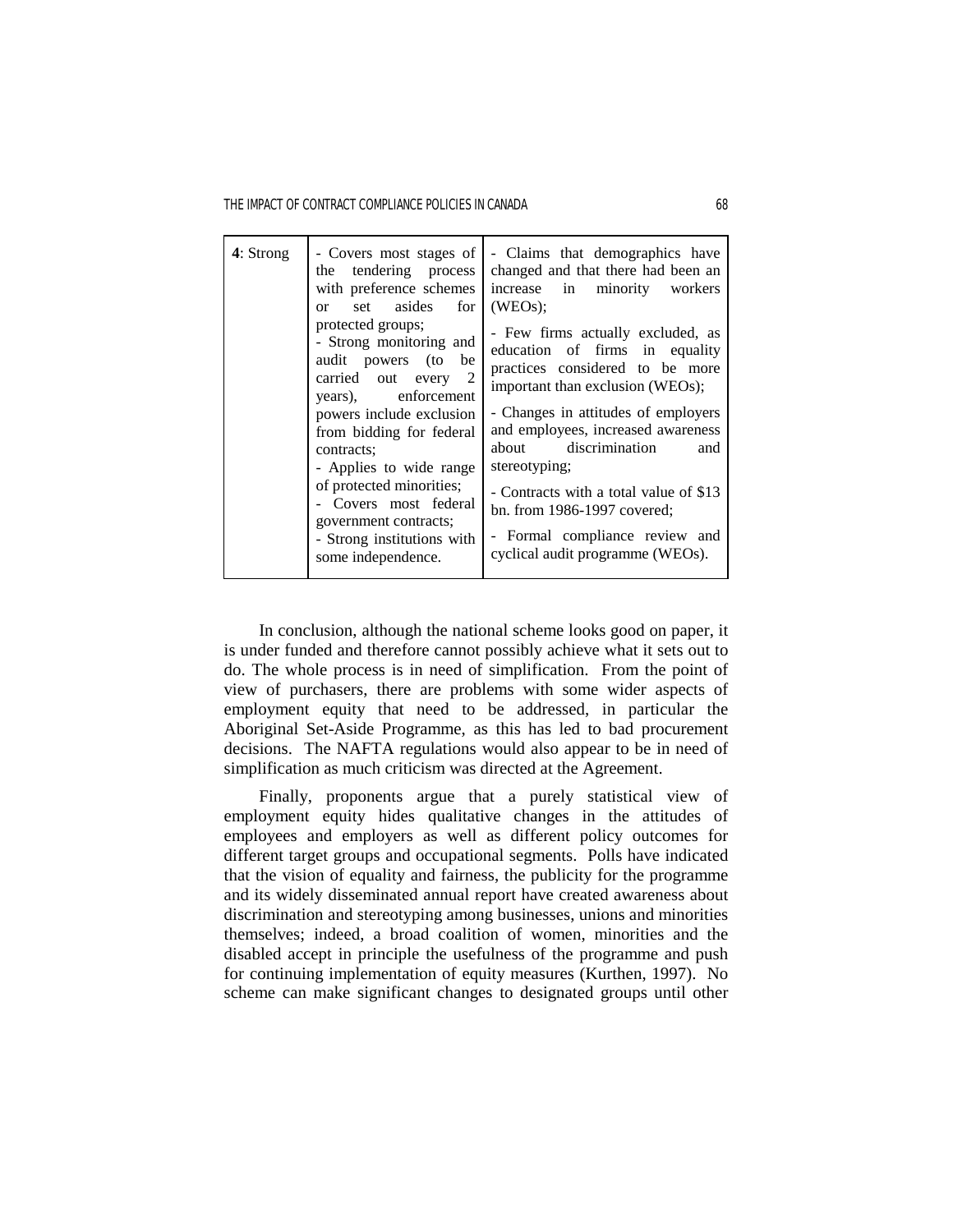| **4**: Strong | - Covers most stages of the tendering process with preference schemes or set asides for protected groups;<br>- Strong monitoring and audit powers (to be carried out every 2 years), enforcement powers include exclusion from bidding for federal contracts;<br>- Applies to wide range of protected minorities;<br>- Covers most federal government contracts;<br>- Strong institutions with some independence. | - Claims that demographics have changed and that there had been an increase in minority workers (WEOs);<br>- Few firms actually excluded, as education of firms in equality practices considered to be more important than exclusion (WEOs);<br>- Changes in attitudes of employers and employees, increased awareness about discrimination and stereotyping;<br>- Contracts with a total value of $13 bn. from 1986-1997 covered;<br>- Formal compliance review and cyclical audit programme (WEOs). |
|---|---|---|

In conclusion, although the national scheme looks good on paper, it is under funded and therefore cannot possibly achieve what it sets out to do. The whole process is in need of simplification. From the point of view of purchasers, there are problems with some wider aspects of employment equity that need to be addressed, in particular the Aboriginal Set-Aside Programme, as this has led to bad procurement decisions. The NAFTA regulations would also appear to be in need of simplification as much criticism was directed at the Agreement.

Finally, proponents argue that a purely statistical view of employment equity hides qualitative changes in the attitudes of employees and employers as well as different policy outcomes for different target groups and occupational segments. Polls have indicated that the vision of equality and fairness, the publicity for the programme and its widely disseminated annual report have created awareness about discrimination and stereotyping among businesses, unions and minorities themselves; indeed, a broad coalition of women, minorities and the disabled accept in principle the usefulness of the programme and push for continuing implementation of equity measures (Kurthen, 1997). No scheme can make significant changes to designated groups until other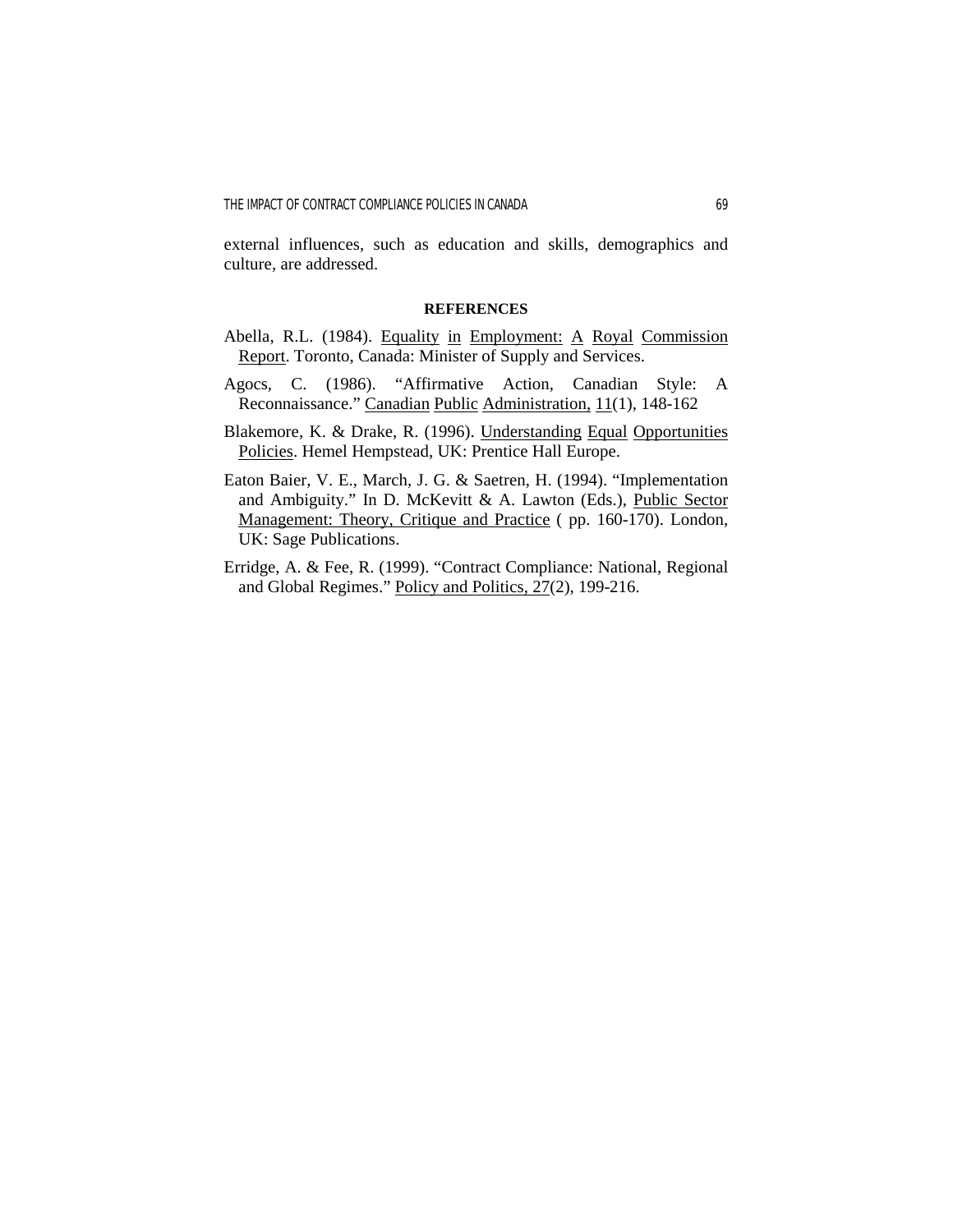external influences, such as education and skills, demographics and culture, are addressed.

## REFERENCES

Abella, R.L. (1984). Equality in Employment: A Royal Commission Report. Toronto, Canada: Minister of Supply and Services.

Agocs, C. (1986). "Affirmative Action, Canadian Style: A Reconnaissance." Canadian Public Administration, 11(1), 148-162

Blakemore, K. & Drake, R. (1996). Understanding Equal Opportunities Policies. Hemel Hempstead, UK: Prentice Hall Europe.

Eaton Baier, V. E., March, J. G. & Saetren, H. (1994). "Implementation and Ambiguity." In D. McKevitt & A. Lawton (Eds.), Public Sector Management: Theory, Critique and Practice ( pp. 160-170). London, UK: Sage Publications.

Erridge, A. & Fee, R. (1999). "Contract Compliance: National, Regional and Global Regimes." Policy and Politics, 27(2), 199-216.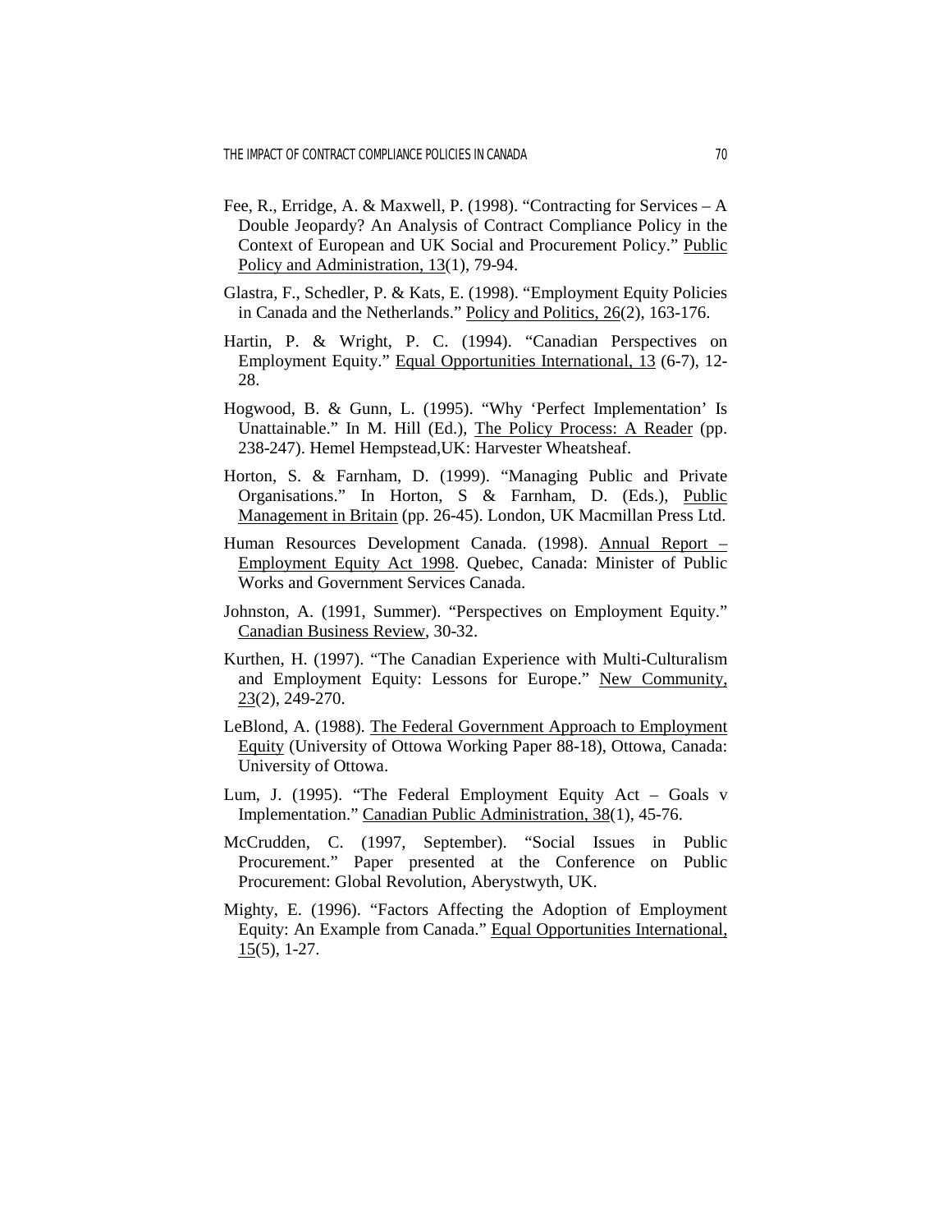Fee, R., Erridge, A. & Maxwell, P. (1998). "Contracting for Services – A Double Jeopardy? An Analysis of Contract Compliance Policy in the Context of European and UK Social and Procurement Policy." Public Policy and Administration, 13(1), 79-94.

Glastra, F., Schedler, P. & Kats, E. (1998). "Employment Equity Policies in Canada and the Netherlands." Policy and Politics, 26(2), 163-176.

Hartin, P. & Wright, P. C. (1994). "Canadian Perspectives on Employment Equity." Equal Opportunities International, 13 (6-7), 12-28.

Hogwood, B. & Gunn, L. (1995). "Why 'Perfect Implementation' Is Unattainable." In M. Hill (Ed.), The Policy Process: A Reader (pp. 238-247). Hemel Hempstead,UK: Harvester Wheatsheaf.

Horton, S. & Farnham, D. (1999). "Managing Public and Private Organisations." In Horton, S & Farnham, D. (Eds.), Public Management in Britain (pp. 26-45). London, UK Macmillan Press Ltd.

Human Resources Development Canada. (1998). Annual Report – Employment Equity Act 1998. Quebec, Canada: Minister of Public Works and Government Services Canada.

Johnston, A. (1991, Summer). "Perspectives on Employment Equity." Canadian Business Review, 30-32.

Kurthen, H. (1997). "The Canadian Experience with Multi-Culturalism and Employment Equity: Lessons for Europe." New Community, 23(2), 249-270.

LeBlond, A. (1988). The Federal Government Approach to Employment Equity (University of Ottowa Working Paper 88-18), Ottowa, Canada: University of Ottowa.

Lum, J. (1995). "The Federal Employment Equity Act – Goals v Implementation." Canadian Public Administration, 38(1), 45-76.

McCrudden, C. (1997, September). "Social Issues in Public Procurement." Paper presented at the Conference on Public Procurement: Global Revolution, Aberystwyth, UK.

Mighty, E. (1996). "Factors Affecting the Adoption of Employment Equity: An Example from Canada." Equal Opportunities International, 15(5), 1-27.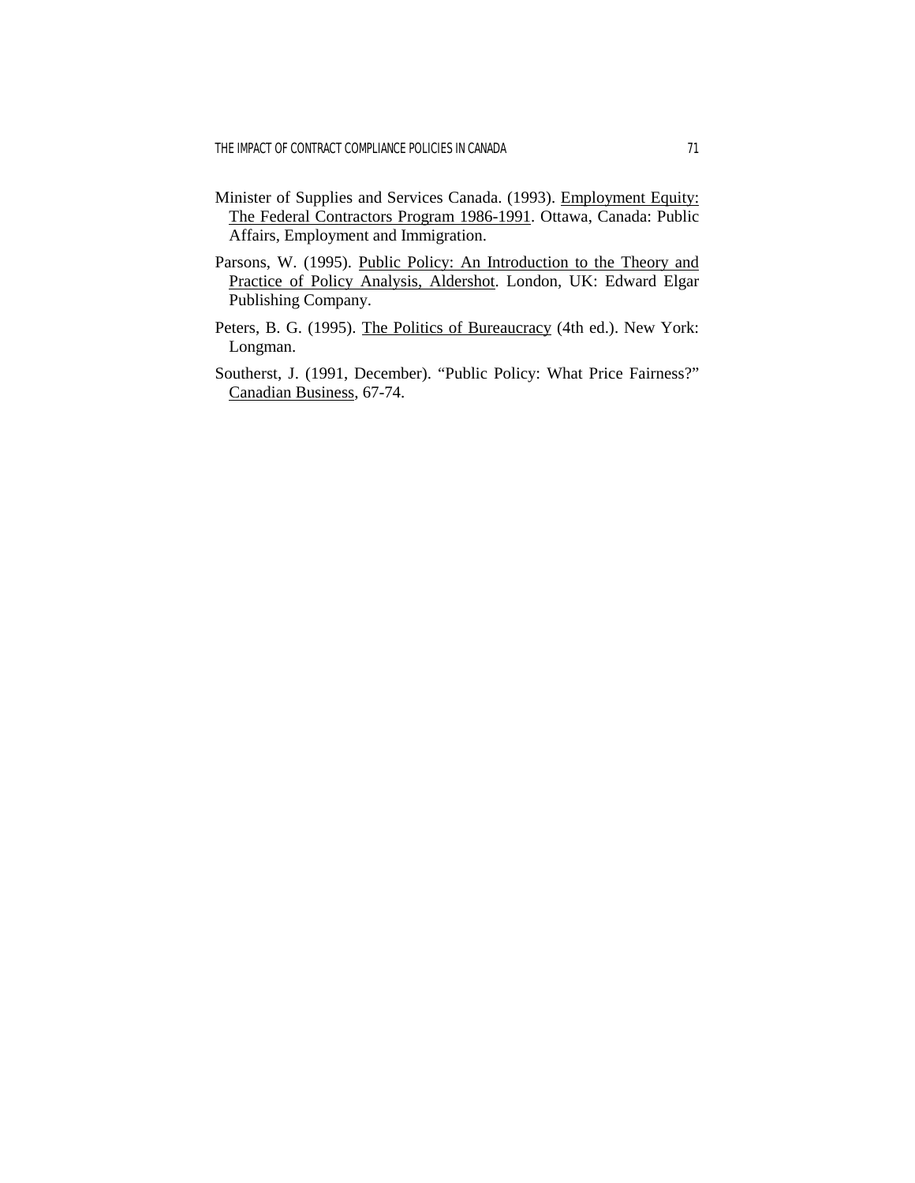Minister of Supplies and Services Canada. (1993). Employment Equity: The Federal Contractors Program 1986-1991. Ottawa, Canada: Public Affairs, Employment and Immigration.

Parsons, W. (1995). Public Policy: An Introduction to the Theory and Practice of Policy Analysis, Aldershot. London, UK: Edward Elgar Publishing Company.

Peters, B. G. (1995). The Politics of Bureaucracy (4th ed.). New York: Longman.

Southerst, J. (1991, December). "Public Policy: What Price Fairness?" Canadian Business, 67-74.